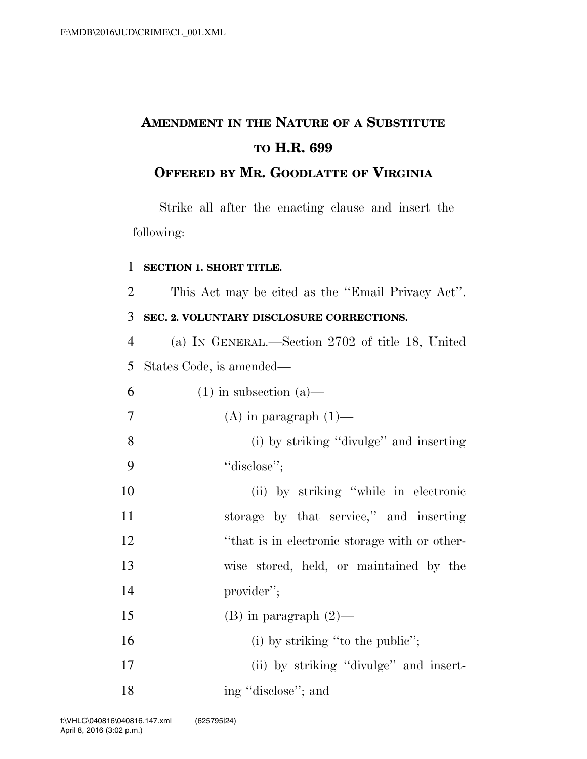# AMENDMENT IN THE NATURE OF A SUBSTITUTE TO H.R. 699

## OFFERED BY MR. GOODLATTE OF VIRGINIA

Strike all after the enacting clause and insert the following:

**SECTION 1. SHORT TITLE.**

This Act may be cited as the "Email Privacy Act".

**SEC. 2. VOLUNTARY DISCLOSURE CORRECTIONS.**

(a) IN GENERAL.—Section 2702 of title 18, United States Code, is amended—

(1) in subsection (a)—

(A) in paragraph (1)—

(i) by striking "divulge" and inserting "disclose";

(ii) by striking "while in electronic storage by that service," and inserting "that is in electronic storage with or otherwise stored, held, or maintained by the provider";

(B) in paragraph (2)—

(i) by striking "to the public";

(ii) by striking "divulge" and inserting "disclose"; and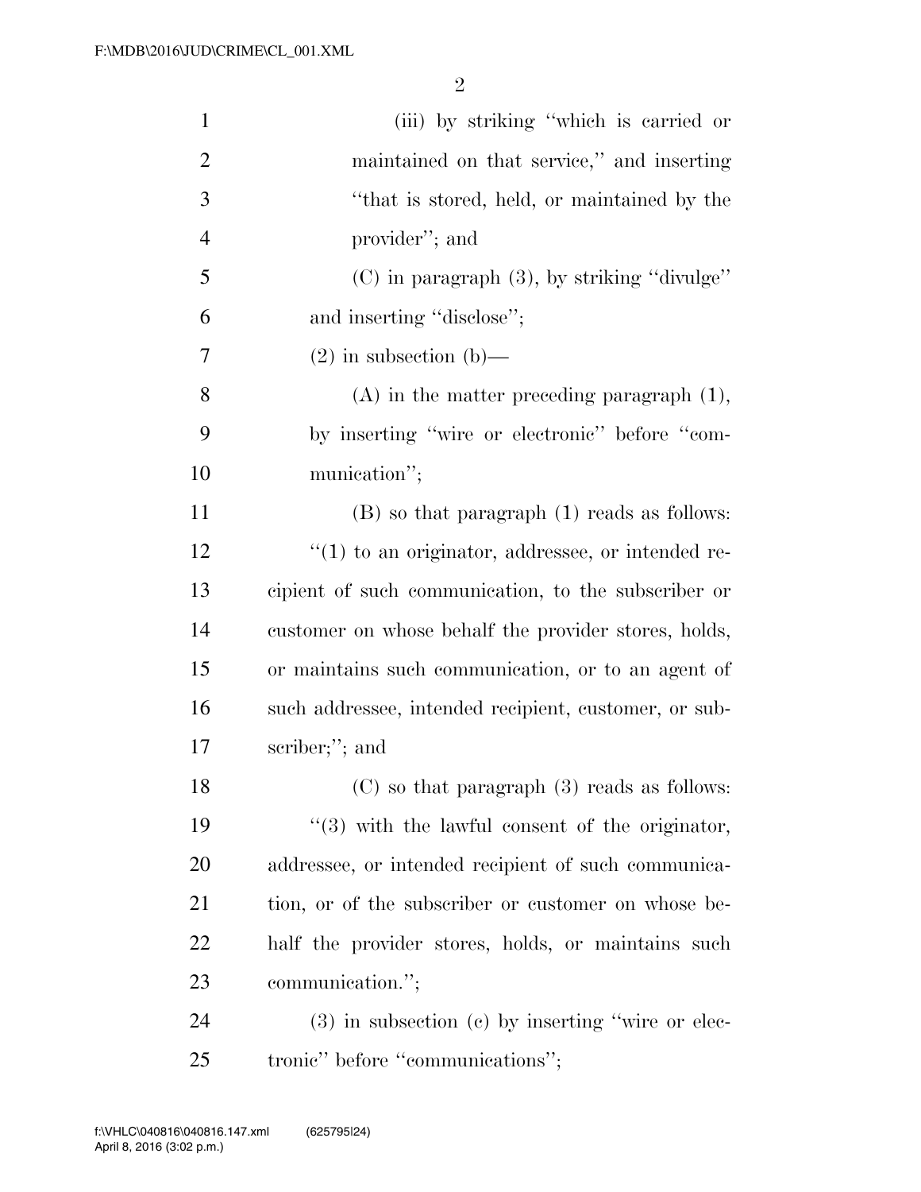(iii) by striking "which is carried or maintained on that service," and inserting "that is stored, held, or maintained by the provider"; and

(C) in paragraph (3), by striking "divulge" and inserting "disclose";

(2) in subsection (b)—

(A) in the matter preceding paragraph (1), by inserting "wire or electronic" before "communication";

(B) so that paragraph (1) reads as follows:

"(1) to an originator, addressee, or intended recipient of such communication, to the subscriber or customer on whose behalf the provider stores, holds, or maintains such communication, or to an agent of such addressee, intended recipient, customer, or subscriber;"; and

(C) so that paragraph (3) reads as follows:

"(3) with the lawful consent of the originator, addressee, or intended recipient of such communication, or of the subscriber or customer on whose behalf the provider stores, holds, or maintains such communication.";

(3) in subsection (c) by inserting "wire or electronic" before "communications";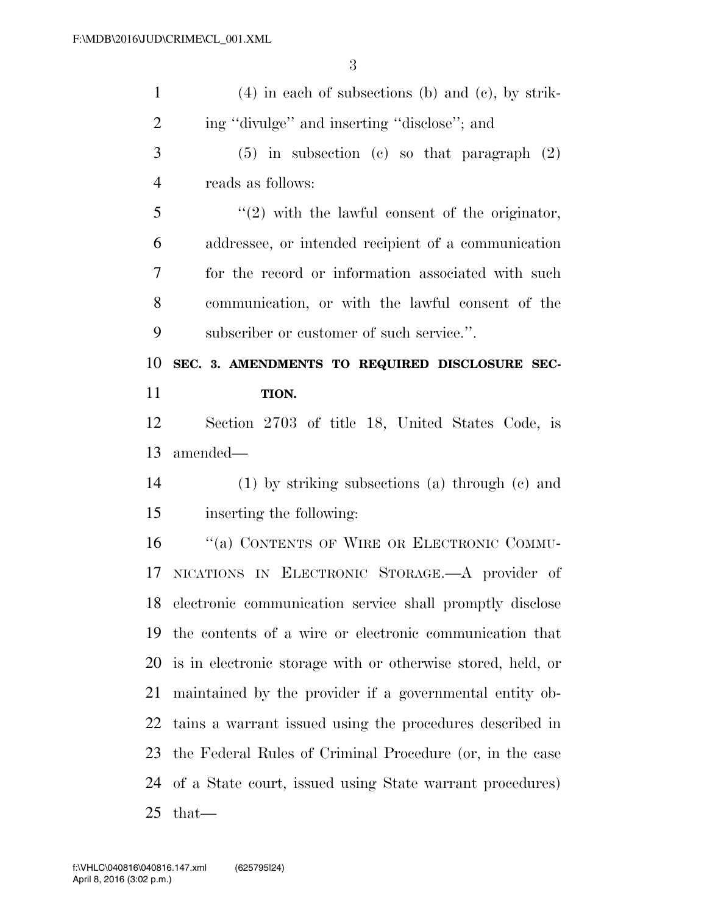(4) in each of subsections (b) and (c), by striking "divulge" and inserting "disclose"; and

(5) in subsection (c) so that paragraph (2) reads as follows:

"(2) with the lawful consent of the originator, addressee, or intended recipient of a communication for the record or information associated with such communication, or with the lawful consent of the subscriber or customer of such service.".

**SEC. 3. AMENDMENTS TO REQUIRED DISCLOSURE SECTION.**

Section 2703 of title 18, United States Code, is amended—

(1) by striking subsections (a) through (c) and inserting the following:

"(a) CONTENTS OF WIRE OR ELECTRONIC COMMUNICATIONS IN ELECTRONIC STORAGE.—A provider of electronic communication service shall promptly disclose the contents of a wire or electronic communication that is in electronic storage with or otherwise stored, held, or maintained by the provider if a governmental entity obtains a warrant issued using the procedures described in the Federal Rules of Criminal Procedure (or, in the case of a State court, issued using State warrant procedures) that—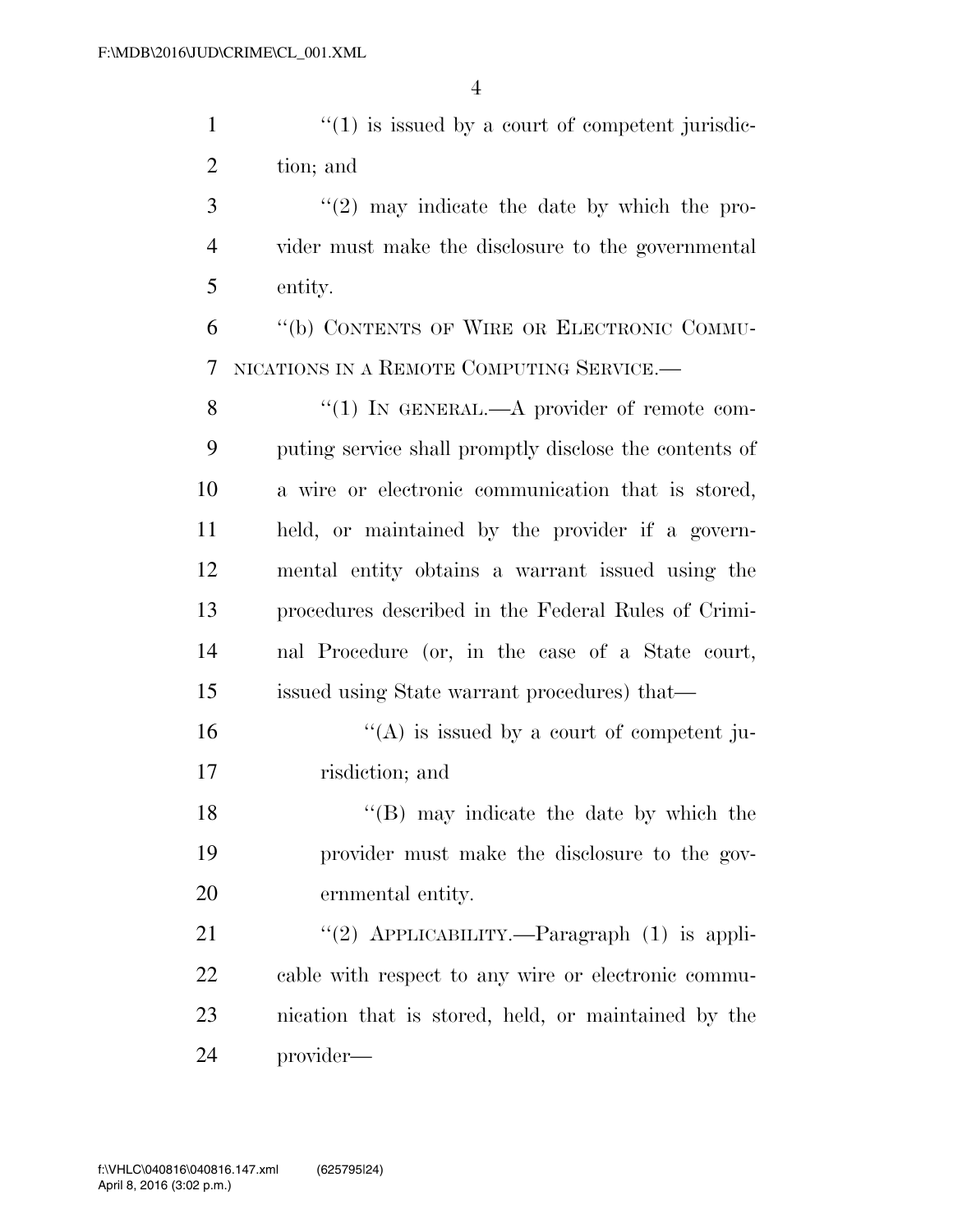"(1) is issued by a court of competent jurisdiction; and

"(2) may indicate the date by which the provider must make the disclosure to the governmental entity.

"(b) CONTENTS OF WIRE OR ELECTRONIC COMMUNICATIONS IN A REMOTE COMPUTING SERVICE.—

"(1) IN GENERAL.—A provider of remote computing service shall promptly disclose the contents of a wire or electronic communication that is stored, held, or maintained by the provider if a governmental entity obtains a warrant issued using the procedures described in the Federal Rules of Criminal Procedure (or, in the case of a State court, issued using State warrant procedures) that—

"(A) is issued by a court of competent jurisdiction; and

"(B) may indicate the date by which the provider must make the disclosure to the governmental entity.

"(2) APPLICABILITY.—Paragraph (1) is applicable with respect to any wire or electronic communication that is stored, held, or maintained by the provider—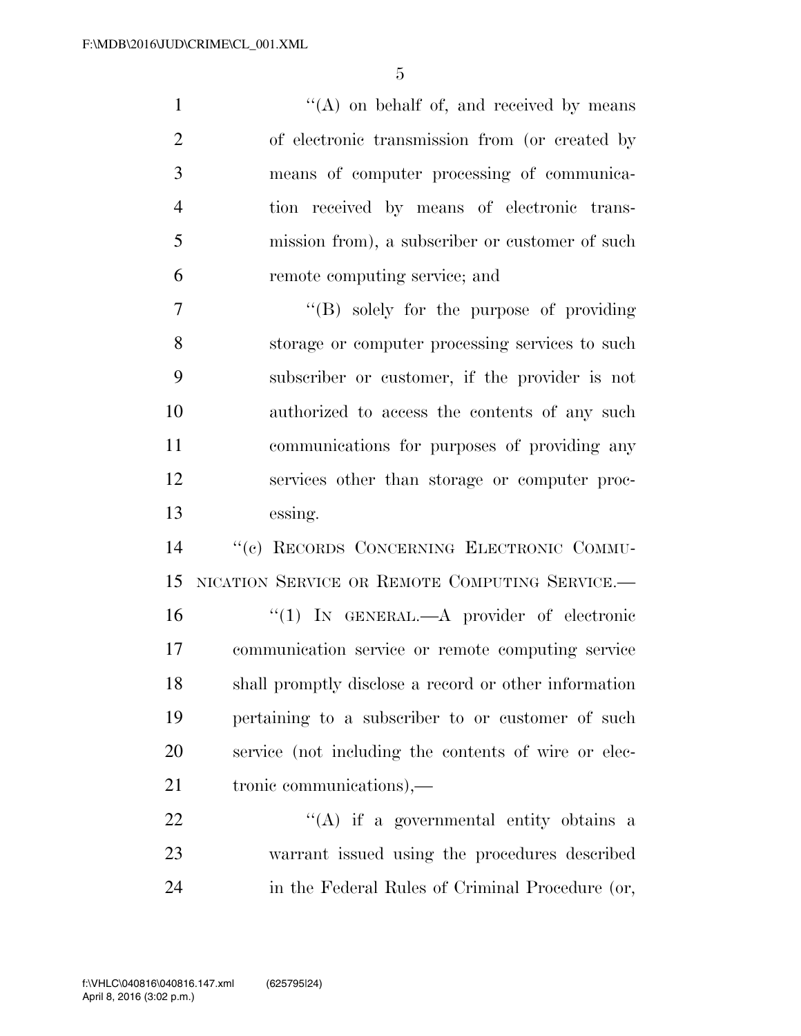"(A) on behalf of, and received by means of electronic transmission from (or created by means of computer processing of communication received by means of electronic transmission from), a subscriber or customer of such remote computing service; and

"(B) solely for the purpose of providing storage or computer processing services to such subscriber or customer, if the provider is not authorized to access the contents of any such communications for purposes of providing any services other than storage or computer processing.

"(c) RECORDS CONCERNING ELECTRONIC COMMUNICATION SERVICE OR REMOTE COMPUTING SERVICE.—

"(1) IN GENERAL.—A provider of electronic communication service or remote computing service shall promptly disclose a record or other information pertaining to a subscriber to or customer of such service (not including the contents of wire or electronic communications),—

"(A) if a governmental entity obtains a warrant issued using the procedures described in the Federal Rules of Criminal Procedure (or,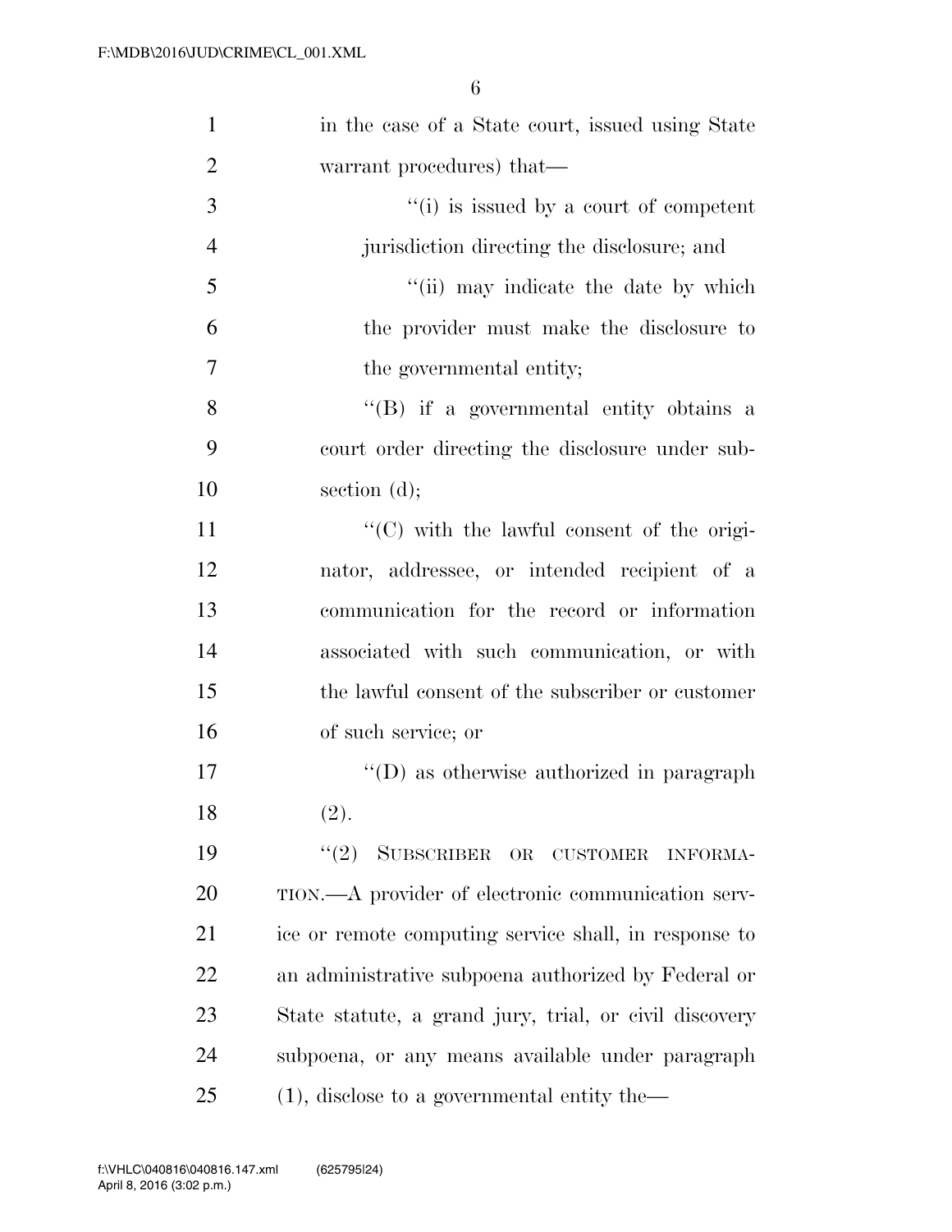in the case of a State court, issued using State warrant procedures) that—

"(i) is issued by a court of competent jurisdiction directing the disclosure; and

"(ii) may indicate the date by which the provider must make the disclosure to the governmental entity;

"(B) if a governmental entity obtains a court order directing the disclosure under subsection (d);

"(C) with the lawful consent of the originator, addressee, or intended recipient of a communication for the record or information associated with such communication, or with the lawful consent of the subscriber or customer of such service; or

"(D) as otherwise authorized in paragraph (2).

"(2) SUBSCRIBER OR CUSTOMER INFORMATION.—A provider of electronic communication service or remote computing service shall, in response to an administrative subpoena authorized by Federal or State statute, a grand jury, trial, or civil discovery subpoena, or any means available under paragraph (1), disclose to a governmental entity the—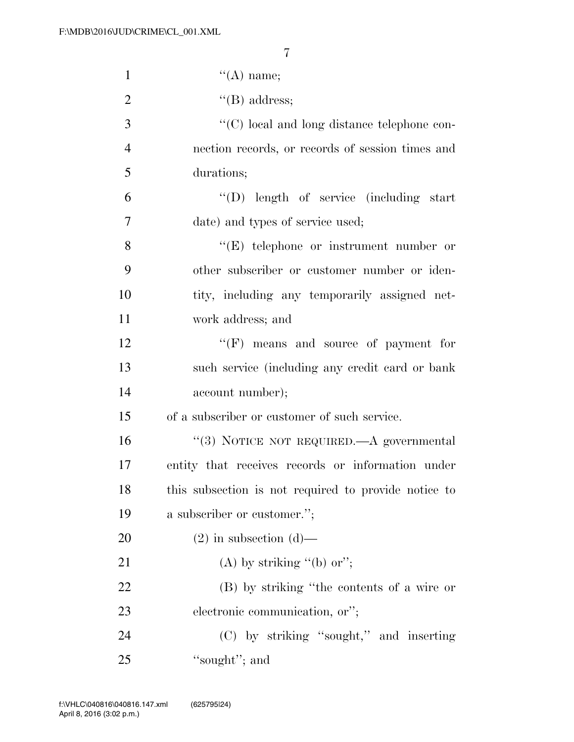''(A) name;

''(B) address;

''(C) local and long distance telephone connection records, or records of session times and durations;

''(D) length of service (including start date) and types of service used;

''(E) telephone or instrument number or other subscriber or customer number or identity, including any temporarily assigned network address; and

''(F) means and source of payment for such service (including any credit card or bank account number);

of a subscriber or customer of such service.

''(3) NOTICE NOT REQUIRED.—A governmental entity that receives records or information under this subsection is not required to provide notice to a subscriber or customer.'';

(2) in subsection (d)—

(A) by striking ''(b) or'';

(B) by striking ''the contents of a wire or electronic communication, or'';

(C) by striking ''sought,'' and inserting ''sought''; and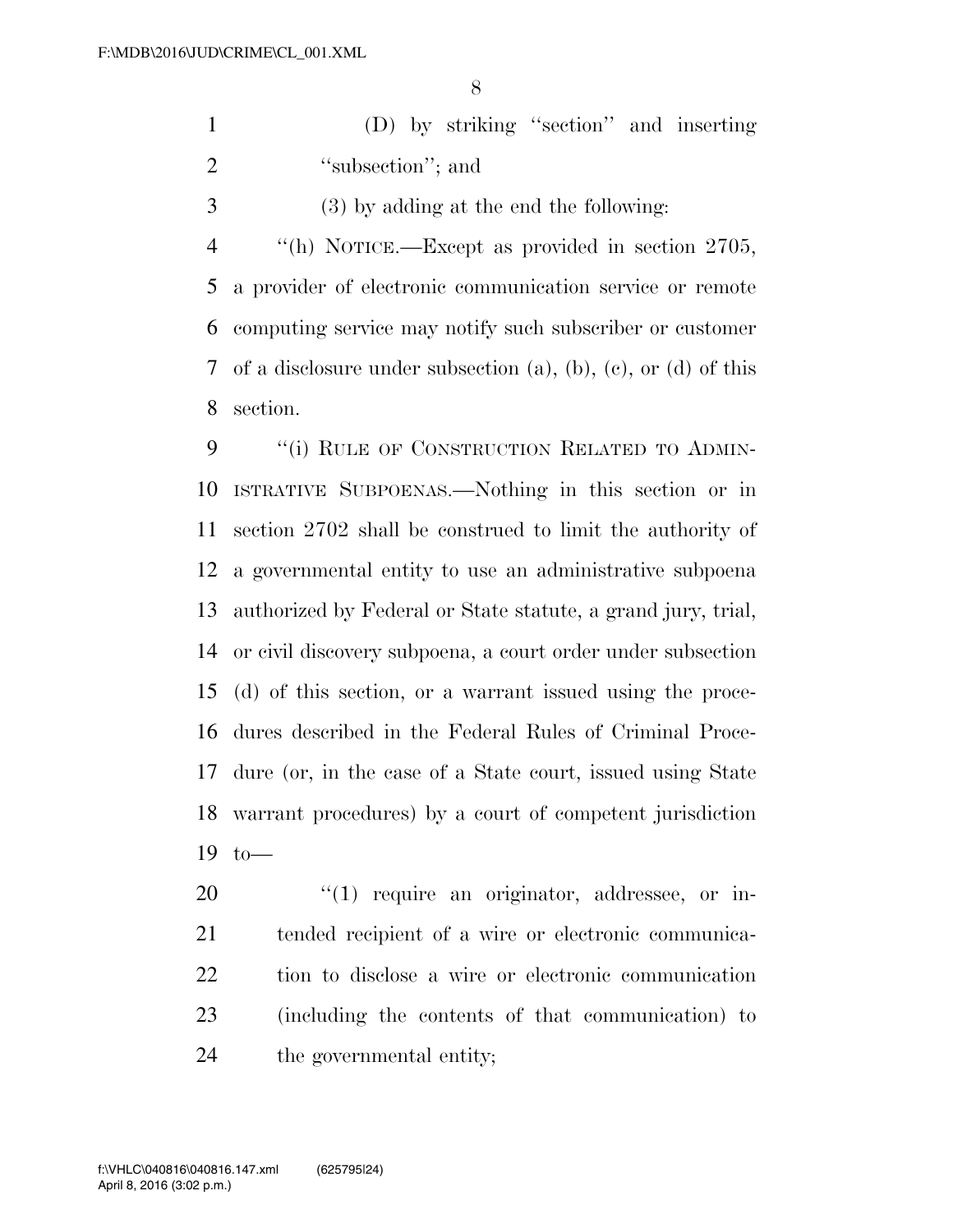(D) by striking ''section'' and inserting ''subsection''; and

(3) by adding at the end the following:

''(h) NOTICE.—Except as provided in section 2705, a provider of electronic communication service or remote computing service may notify such subscriber or customer of a disclosure under subsection (a), (b), (c), or (d) of this section.

''(i) RULE OF CONSTRUCTION RELATED TO ADMINISTRATIVE SUBPOENAS.—Nothing in this section or in section 2702 shall be construed to limit the authority of a governmental entity to use an administrative subpoena authorized by Federal or State statute, a grand jury, trial, or civil discovery subpoena, a court order under subsection (d) of this section, or a warrant issued using the procedures described in the Federal Rules of Criminal Procedure (or, in the case of a State court, issued using State warrant procedures) by a court of competent jurisdiction to—

''(1) require an originator, addressee, or intended recipient of a wire or electronic communication to disclose a wire or electronic communication (including the contents of that communication) to the governmental entity;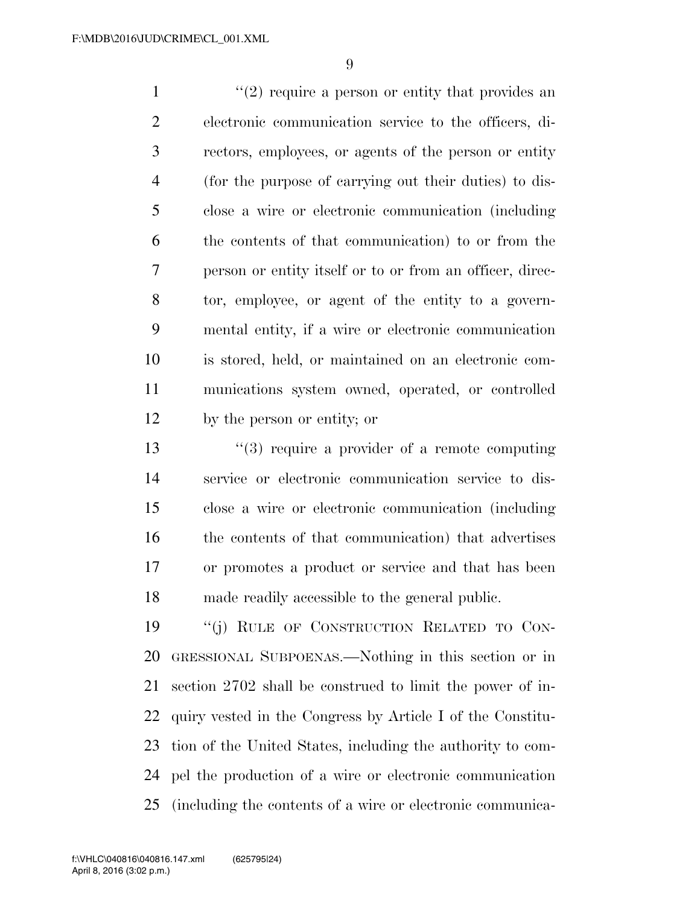''(2) require a person or entity that provides an electronic communication service to the officers, directors, employees, or agents of the person or entity (for the purpose of carrying out their duties) to disclose a wire or electronic communication (including the contents of that communication) to or from the person or entity itself or to or from an officer, director, employee, or agent of the entity to a governmental entity, if a wire or electronic communication is stored, held, or maintained on an electronic communications system owned, operated, or controlled by the person or entity; or

''(3) require a provider of a remote computing service or electronic communication service to disclose a wire or electronic communication (including the contents of that communication) that advertises or promotes a product or service and that has been made readily accessible to the general public.

''(j) RULE OF CONSTRUCTION RELATED TO CONGRESSIONAL SUBPOENAS.—Nothing in this section or in section 2702 shall be construed to limit the power of inquiry vested in the Congress by Article I of the Constitution of the United States, including the authority to compel the production of a wire or electronic communication (including the contents of a wire or electronic communica-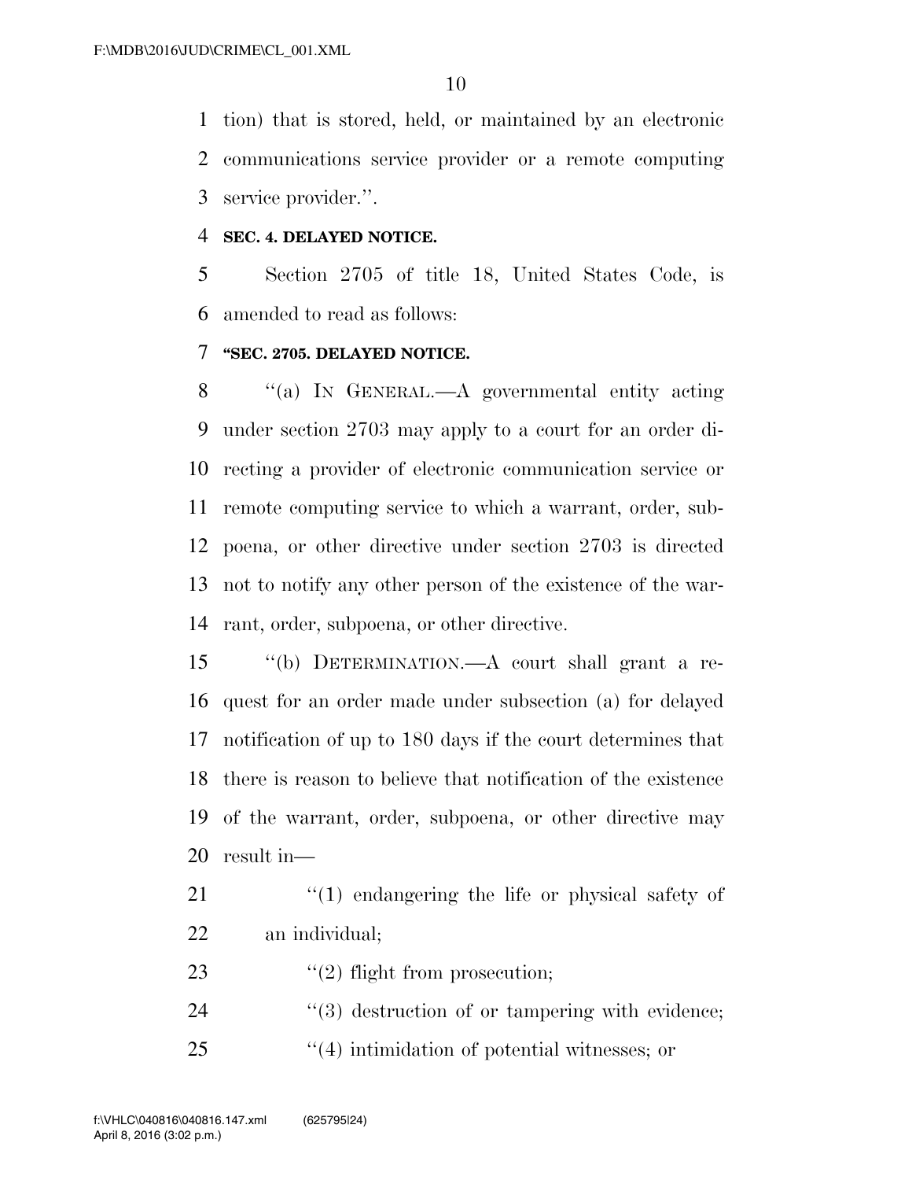tion) that is stored, held, or maintained by an electronic communications service provider or a remote computing service provider.''.

**SEC. 4. DELAYED NOTICE.**

Section 2705 of title 18, United States Code, is amended to read as follows:

**''SEC. 2705. DELAYED NOTICE.**

''(a) IN GENERAL.—A governmental entity acting under section 2703 may apply to a court for an order directing a provider of electronic communication service or remote computing service to which a warrant, order, subpoena, or other directive under section 2703 is directed not to notify any other person of the existence of the warrant, order, subpoena, or other directive.

''(b) DETERMINATION.—A court shall grant a request for an order made under subsection (a) for delayed notification of up to 180 days if the court determines that there is reason to believe that notification of the existence of the warrant, order, subpoena, or other directive may result in—

''(1) endangering the life or physical safety of an individual;

''(2) flight from prosecution;

''(3) destruction of or tampering with evidence;

''(4) intimidation of potential witnesses; or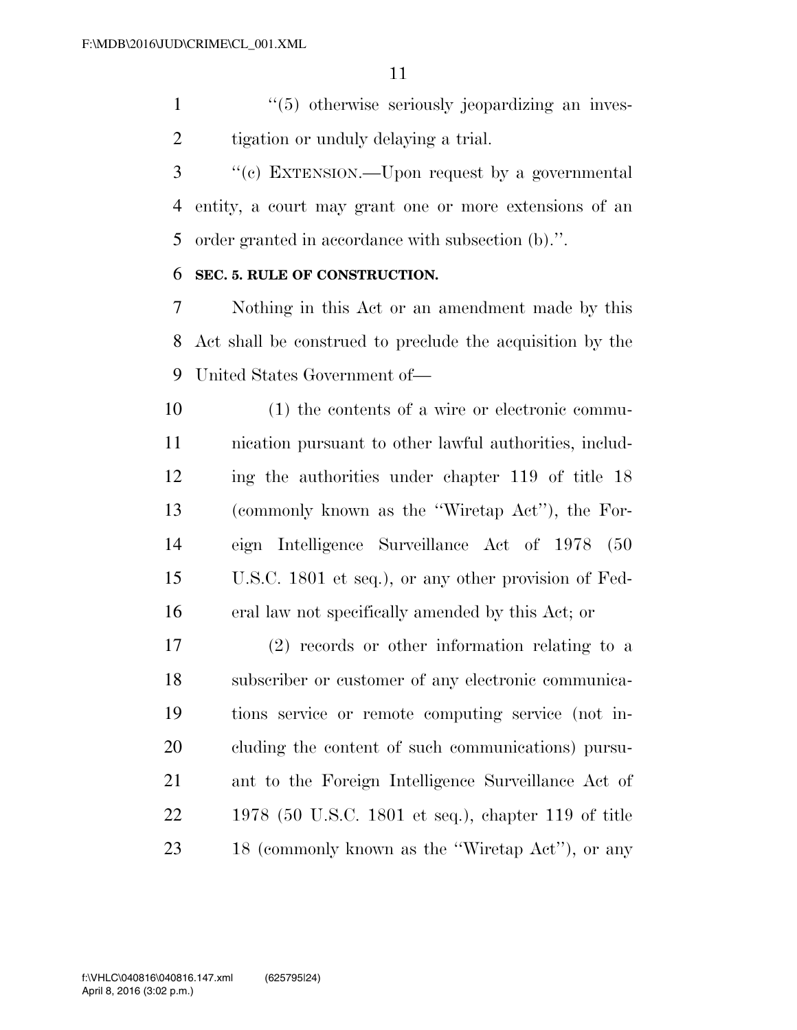"(5) otherwise seriously jeopardizing an investigation or unduly delaying a trial.

"(c) EXTENSION.—Upon request by a governmental entity, a court may grant one or more extensions of an order granted in accordance with subsection (b).".

**SEC. 5. RULE OF CONSTRUCTION.**

Nothing in this Act or an amendment made by this Act shall be construed to preclude the acquisition by the United States Government of—

(1) the contents of a wire or electronic communication pursuant to other lawful authorities, including the authorities under chapter 119 of title 18 (commonly known as the "Wiretap Act"), the Foreign Intelligence Surveillance Act of 1978 (50 U.S.C. 1801 et seq.), or any other provision of Federal law not specifically amended by this Act; or

(2) records or other information relating to a subscriber or customer of any electronic communications service or remote computing service (not including the content of such communications) pursuant to the Foreign Intelligence Surveillance Act of 1978 (50 U.S.C. 1801 et seq.), chapter 119 of title 18 (commonly known as the "Wiretap Act"), or any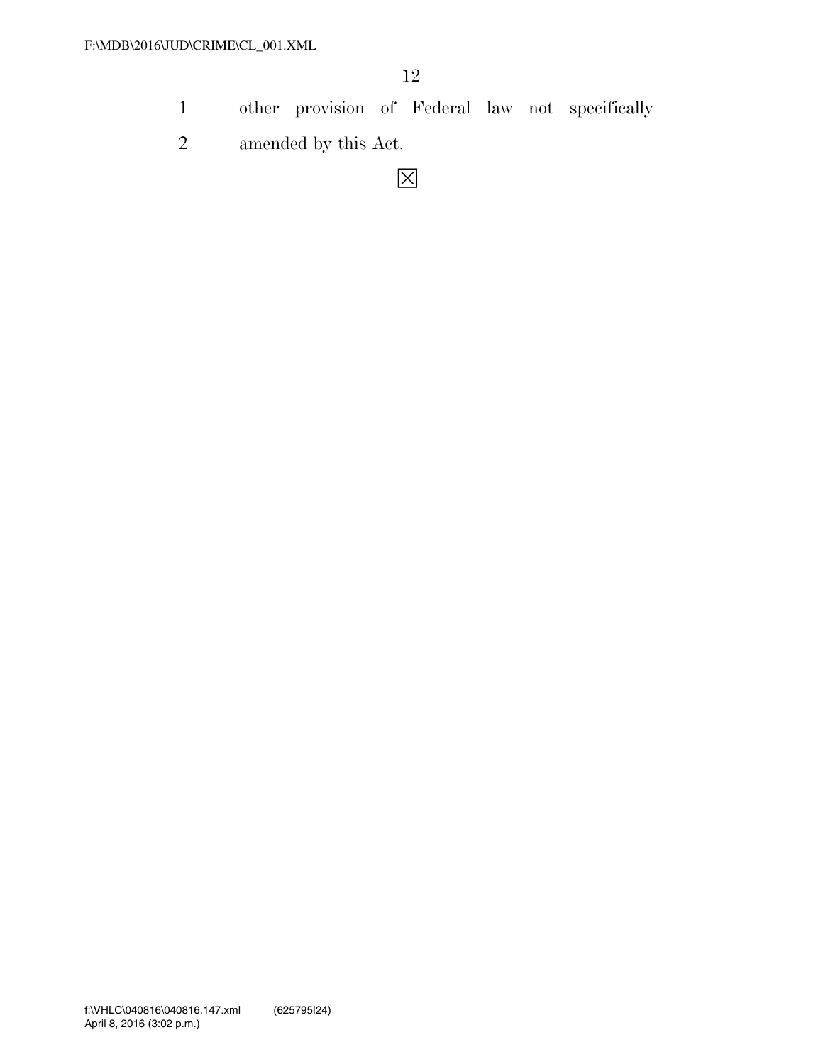other provision of Federal law not specifically amended by this Act.